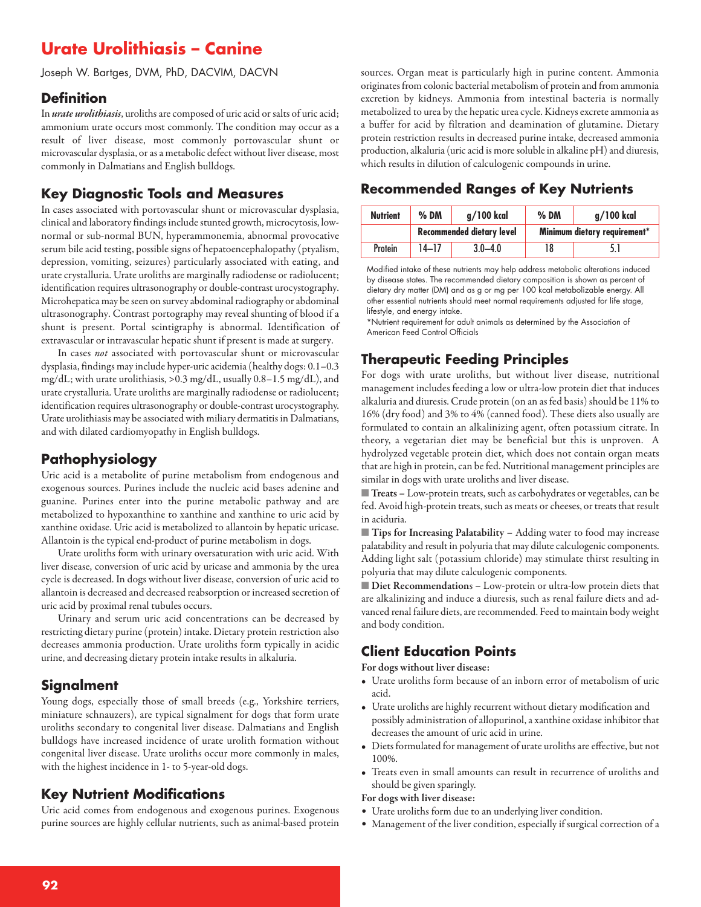# Urate Urolithiasis – Canine

Joseph W. Bartges, DVM, PhD, DACVIM, DACVN

## Definition

In ***urate urolithiasis***, uroliths are composed of uric acid or salts of uric acid; ammonium urate occurs most commonly. The condition may occur as a result of liver disease, most commonly portovascular shunt or microvascular dysplasia, or as a metabolic defect without liver disease, most commonly in Dalmatians and English bulldogs.

## Key Diagnostic Tools and Measures

In cases associated with portovascular shunt or microvascular dysplasia, clinical and laboratory findings include stunted growth, microcytosis, low-normal or sub-normal BUN, hyperammonemia, abnormal provocative serum bile acid testing, possible signs of hepatoencephalopathy (ptyalism, depression, vomiting, seizures) particularly associated with eating, and urate crystalluria. Urate uroliths are marginally radiodense or radiolucent; identification requires ultrasonography or double-contrast urocystography. Microhepatica may be seen on survey abdominal radiography or abdominal ultrasonography. Contrast portography may reveal shunting of blood if a shunt is present. Portal scintigraphy is abnormal. Identification of extravascular or intravascular hepatic shunt if present is made at surgery.

In cases *not* associated with portovascular shunt or microvascular dysplasia, findings may include hyper-uric acidemia (healthy dogs: 0.1–0.3 mg/dL; with urate urolithiasis, >0.3 mg/dL, usually 0.8–1.5 mg/dL), and urate crystalluria. Urate uroliths are marginally radiodense or radiolucent; identification requires ultrasonography or double-contrast urocystography. Urate urolithiasis may be associated with miliary dermatitis in Dalmatians, and with dilated cardiomyopathy in English bulldogs.

## Pathophysiology

Uric acid is a metabolite of purine metabolism from endogenous and exogenous sources. Purines include the nucleic acid bases adenine and guanine. Purines enter into the purine metabolic pathway and are metabolized to hypoxanthine to xanthine and xanthine to uric acid by xanthine oxidase. Uric acid is metabolized to allantoin by hepatic uricase. Allantoin is the typical end-product of purine metabolism in dogs.

Urate uroliths form with urinary oversaturation with uric acid. With liver disease, conversion of uric acid by uricase and ammonia by the urea cycle is decreased. In dogs without liver disease, conversion of uric acid to allantoin is decreased and decreased reabsorption or increased secretion of uric acid by proximal renal tubules occurs.

Urinary and serum uric acid concentrations can be decreased by restricting dietary purine (protein) intake. Dietary protein restriction also decreases ammonia production. Urate uroliths form typically in acidic urine, and decreasing dietary protein intake results in alkaluria.

## Signalment

Young dogs, especially those of small breeds (e.g., Yorkshire terriers, miniature schnauzers), are typical signalment for dogs that form urate uroliths secondary to congenital liver disease. Dalmatians and English bulldogs have increased incidence of urate urolith formation without congenital liver disease. Urate uroliths occur more commonly in males, with the highest incidence in 1- to 5-year-old dogs.

## Key Nutrient Modifications

Uric acid comes from endogenous and exogenous purines. Exogenous purine sources are highly cellular nutrients, such as animal-based protein sources. Organ meat is particularly high in purine content. Ammonia originates from colonic bacterial metabolism of protein and from ammonia excretion by kidneys. Ammonia from intestinal bacteria is normally metabolized to urea by the hepatic urea cycle. Kidneys excrete ammonia as a buffer for acid by filtration and deamination of glutamine. Dietary protein restriction results in decreased purine intake, decreased ammonia production, alkaluria (uric acid is more soluble in alkaline pH) and diuresis, which results in dilution of calculogenic compounds in urine.

## Recommended Ranges of Key Nutrients

| Nutrient | % DM | g/100 kcal | % DM | g/100 kcal |
|---|---|---|---|---|
| | Recommended dietary level | | Minimum dietary requirement* | |
| Protein | 14–17 | 3.0–4.0 | 18 | 5.1 |

Modified intake of these nutrients may help address metabolic alterations induced by disease states. The recommended dietary composition is shown as percent of dietary dry matter (DM) and as g or mg per 100 kcal metabolizable energy. All other essential nutrients should meet normal requirements adjusted for life stage, lifestyle, and energy intake.

*Nutrient requirement for adult animals as determined by the Association of American Feed Control Officials

## Therapeutic Feeding Principles

For dogs with urate uroliths, but without liver disease, nutritional management includes feeding a low or ultra-low protein diet that induces alkaluria and diuresis. Crude protein (on an as fed basis) should be 11% to 16% (dry food) and 3% to 4% (canned food). These diets also usually are formulated to contain an alkalinizing agent, often potassium citrate. In theory, a vegetarian diet may be beneficial but this is unproven. A hydrolyzed vegetable protein diet, which does not contain organ meats that are high in protein, can be fed. Nutritional management principles are similar in dogs with urate uroliths and liver disease.

■ **Treats** – Low-protein treats, such as carbohydrates or vegetables, can be fed. Avoid high-protein treats, such as meats or cheeses, or treats that result in aciduria.

■ **Tips for Increasing Palatability** – Adding water to food may increase palatability and result in polyuria that may dilute calculogenic components. Adding light salt (potassium chloride) may stimulate thirst resulting in polyuria that may dilute calculogenic components.

■ **Diet Recommendation**s – Low-protein or ultra-low protein diets that are alkalinizing and induce a diuresis, such as renal failure diets and advanced renal failure diets, are recommended. Feed to maintain body weight and body condition.

## Client Education Points

**For dogs without liver disease:**

- Urate uroliths form because of an inborn error of metabolism of uric acid.
- Urate uroliths are highly recurrent without dietary modification and possibly administration of allopurinol, a xanthine oxidase inhibitor that decreases the amount of uric acid in urine.
- Diets formulated for management of urate uroliths are effective, but not 100%.
- Treats even in small amounts can result in recurrence of uroliths and should be given sparingly.

**For dogs with liver disease:**

- Urate uroliths form due to an underlying liver condition.
- Management of the liver condition, especially if surgical correction of a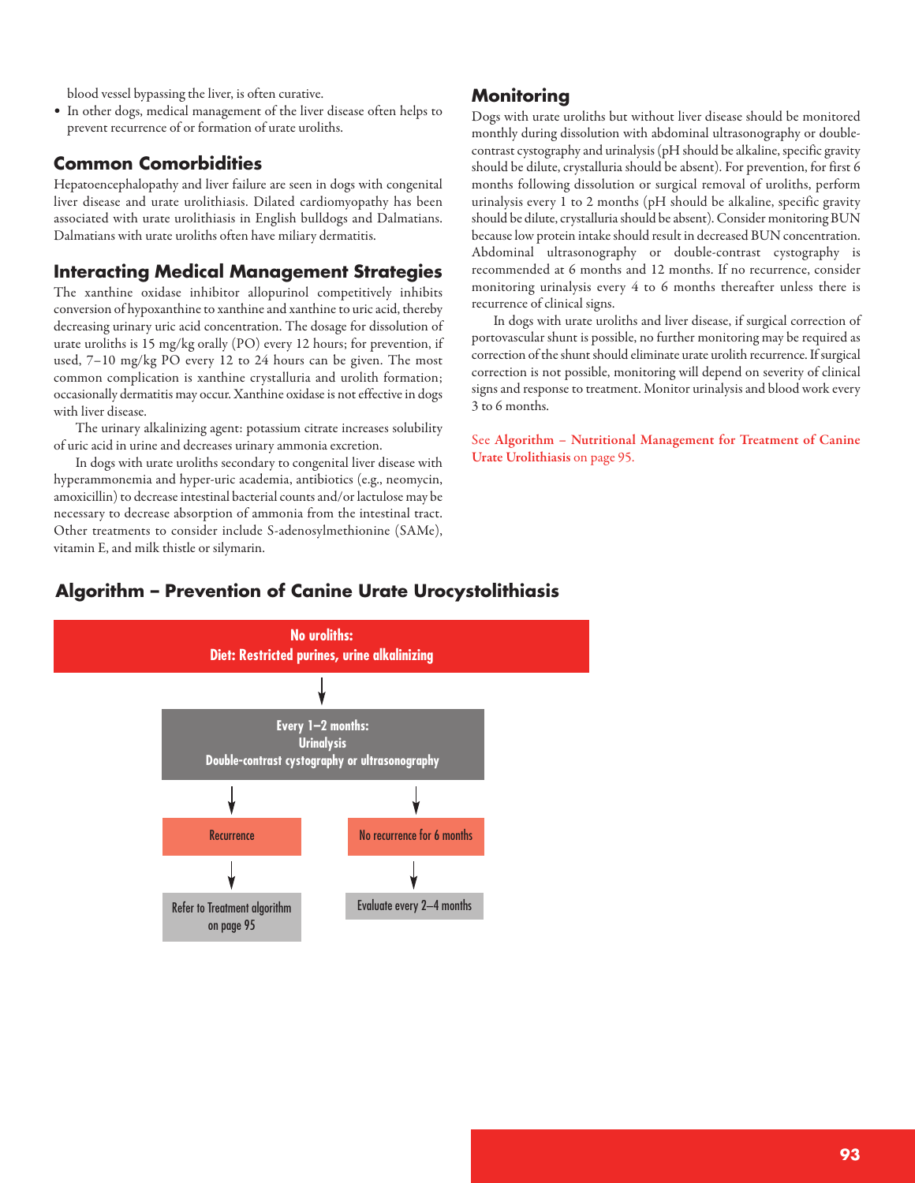blood vessel bypassing the liver, is often curative.

- In other dogs, medical management of the liver disease often helps to prevent recurrence of or formation of urate uroliths.

## Common Comorbidities

Hepatoencephalopathy and liver failure are seen in dogs with congenital liver disease and urate urolithiasis. Dilated cardiomyopathy has been associated with urate urolithiasis in English bulldogs and Dalmatians. Dalmatians with urate uroliths often have miliary dermatitis.

## Interacting Medical Management Strategies

The xanthine oxidase inhibitor allopurinol competitively inhibits conversion of hypoxanthine to xanthine and xanthine to uric acid, thereby decreasing urinary uric acid concentration. The dosage for dissolution of urate uroliths is 15 mg/kg orally (PO) every 12 hours; for prevention, if used, 7–10 mg/kg PO every 12 to 24 hours can be given. The most common complication is xanthine crystalluria and urolith formation; occasionally dermatitis may occur. Xanthine oxidase is not effective in dogs with liver disease.

The urinary alkalinizing agent: potassium citrate increases solubility of uric acid in urine and decreases urinary ammonia excretion.

In dogs with urate uroliths secondary to congenital liver disease with hyperammonemia and hyper-uric academia, antibiotics (e.g., neomycin, amoxicillin) to decrease intestinal bacterial counts and/or lactulose may be necessary to decrease absorption of ammonia from the intestinal tract. Other treatments to consider include S-adenosylmethionine (SAMe), vitamin E, and milk thistle or silymarin.

## Monitoring

Dogs with urate uroliths but without liver disease should be monitored monthly during dissolution with abdominal ultrasonography or double-contrast cystography and urinalysis (pH should be alkaline, specific gravity should be dilute, crystalluria should be absent). For prevention, for first 6 months following dissolution or surgical removal of uroliths, perform urinalysis every 1 to 2 months (pH should be alkaline, specific gravity should be dilute, crystalluria should be absent). Consider monitoring BUN because low protein intake should result in decreased BUN concentration. Abdominal ultrasonography or double-contrast cystography is recommended at 6 months and 12 months. If no recurrence, consider monitoring urinalysis every 4 to 6 months thereafter unless there is recurrence of clinical signs.

In dogs with urate uroliths and liver disease, if surgical correction of portovascular shunt is possible, no further monitoring may be required as correction of the shunt should eliminate urate urolith recurrence. If surgical correction is not possible, monitoring will depend on severity of clinical signs and response to treatment. Monitor urinalysis and blood work every 3 to 6 months.

See **Algorithm – Nutritional Management for Treatment of Canine Urate Urolithiasis** on page 95.

## Algorithm – Prevention of Canine Urate Urocystolithiasis

**No uroliths:**
**Diet: Restricted purines, urine alkalinizing**

↓

**Every 1–2 months:**
**Urinalysis**
**Double-contrast cystography or ultrasonography**

↓

- Recurrence → Refer to Treatment algorithm on page 95
- No recurrence for 6 months → Evaluate every 2–4 months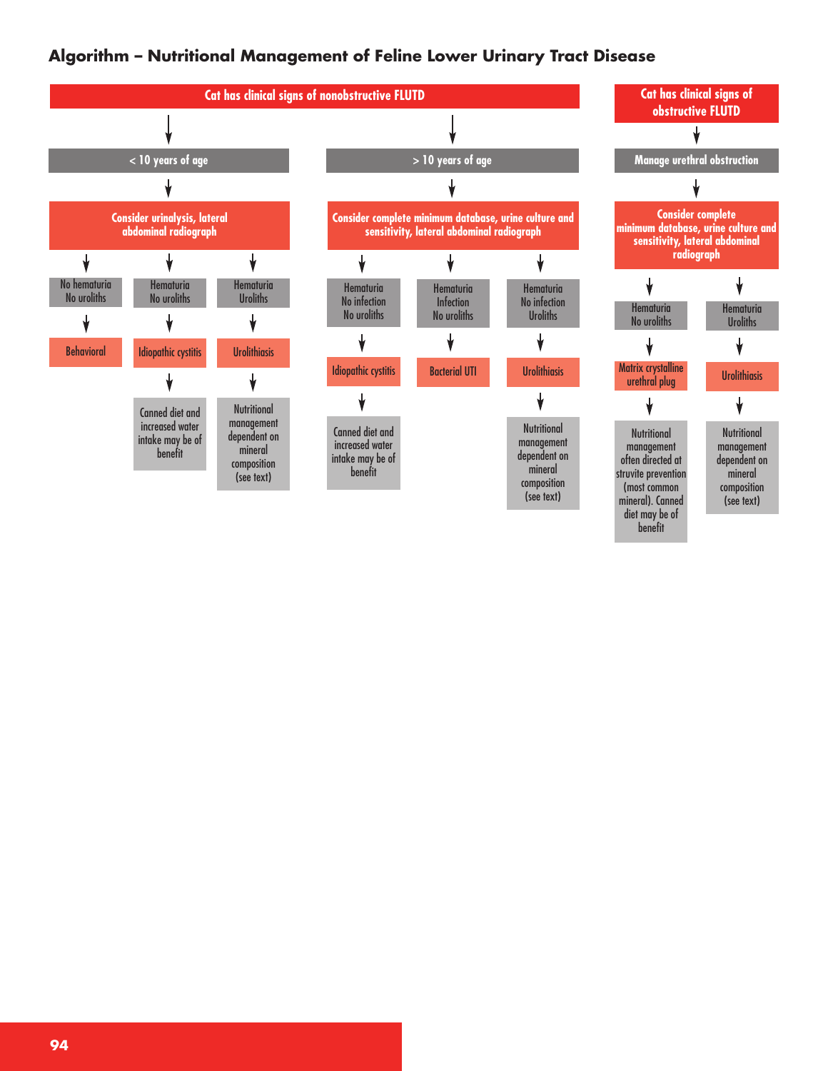## Algorithm – Nutritional Management of Feline Lower Urinary Tract Disease

**Cat has clinical signs of nonobstructive FLUTD**

- **< 10 years of age**
  - Consider urinalysis, lateral abdominal radiograph
    - No hematuria, No uroliths → **Behavioral**
    - Hematuria, No uroliths → **Idiopathic cystitis** → Canned diet and increased water intake may be of benefit
    - Hematuria, Uroliths → **Urolithiasis** → Nutritional management dependent on mineral composition (see text)

- **> 10 years of age**
  - Consider complete minimum database, urine culture and sensitivity, lateral abdominal radiograph
    - Hematuria, No infection, No uroliths → **Idiopathic cystitis** → Canned diet and increased water intake may be of benefit
    - Hematuria, Infection, No uroliths → **Bacterial UTI**
    - Hematuria, No infection, Uroliths → **Urolithiasis** → Nutritional management dependent on mineral composition (see text)

**Cat has clinical signs of obstructive FLUTD**

- **Manage urethral obstruction**
  - Consider complete minimum database, urine culture and sensitivity, lateral abdominal radiograph
    - Hematuria, No uroliths → **Matrix crystalline urethral plug** → Nutritional management often directed at struvite prevention (most common mineral). Canned diet may be of benefit
    - Hematuria, Uroliths → **Urolithiasis** → Nutritional management dependent on mineral composition (see text)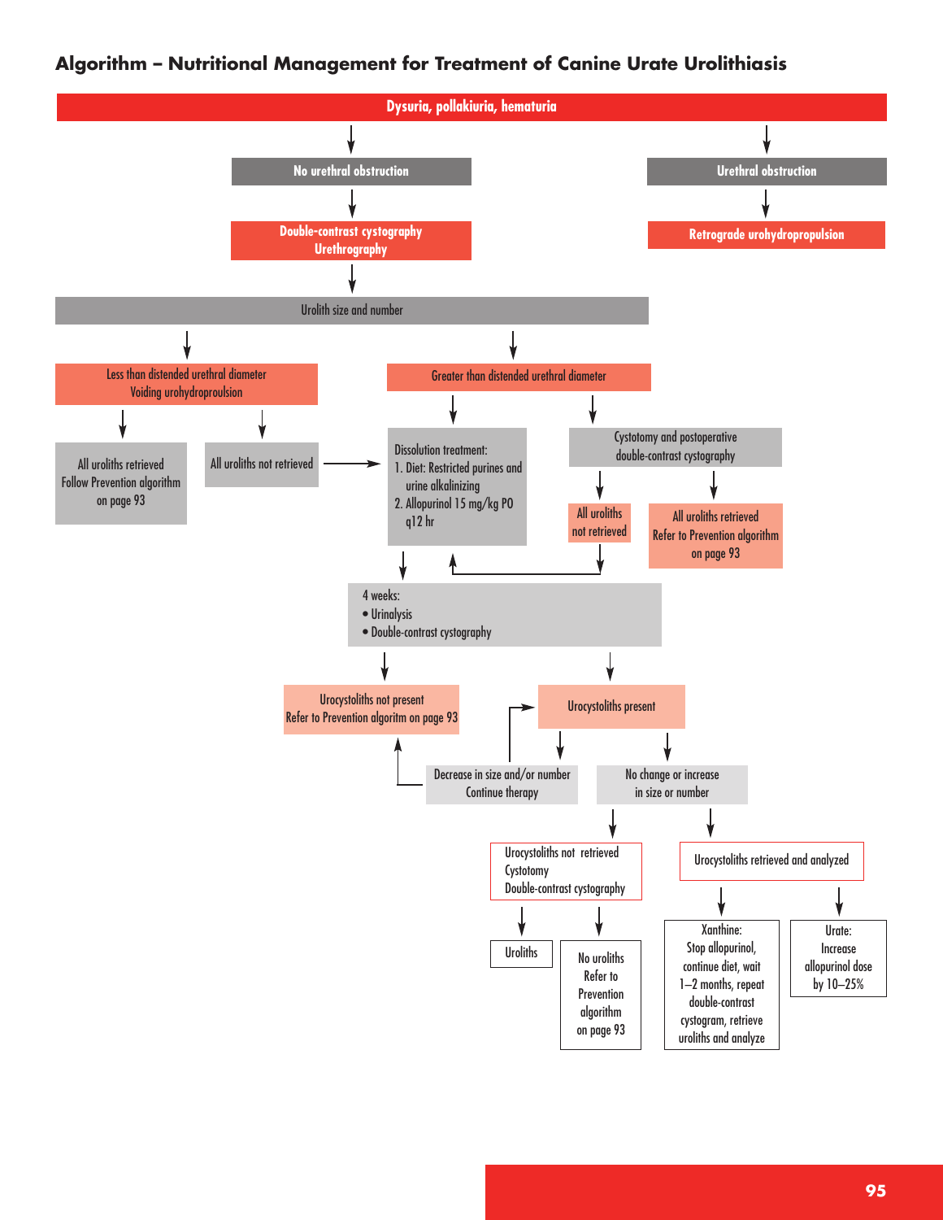## Algorithm – Nutritional Management for Treatment of Canine Urate Urolithiasis

Dysuria, pollakiuria, hematuria

No urethral obstruction

Double-contrast cystography
Urethrography

Urethral obstruction

Retrograde urohydropropulsion

Urolith size and number

Less than distended urethral diameter
Voiding urohydroproulsion

Greater than distended urethral diameter

All uroliths retrieved
Follow Prevention algorithm on page 93

All uroliths not retrieved

Dissolution treatment:
1. Diet: Restricted purines and urine alkalinizing
2. Allopurinol 15 mg/kg PO q12 hr

Cystotomy and postoperative double-contrast cystography

All uroliths not retrieved

All uroliths retrieved
Refer to Prevention algorithm on page 93

4 weeks:
- Urinalysis
- Double-contrast cystography

Urocystoliths not present
Refer to Prevention algoritm on page 93

Urocystoliths present

Decrease in size and/or number
Continue therapy

No change or increase in size or number

Urocystoliths not retrieved
Cystotomy
Double-contrast cystography

Urocystoliths retrieved and analyzed

Uroliths

No uroliths
Refer to Prevention algorithm on page 93

Xanthine:
Stop allopurinol, continue diet, wait 1–2 months, repeat double-contrast cystogram, retrieve uroliths and analyze

Urate:
Increase allopurinol dose by 10–25%